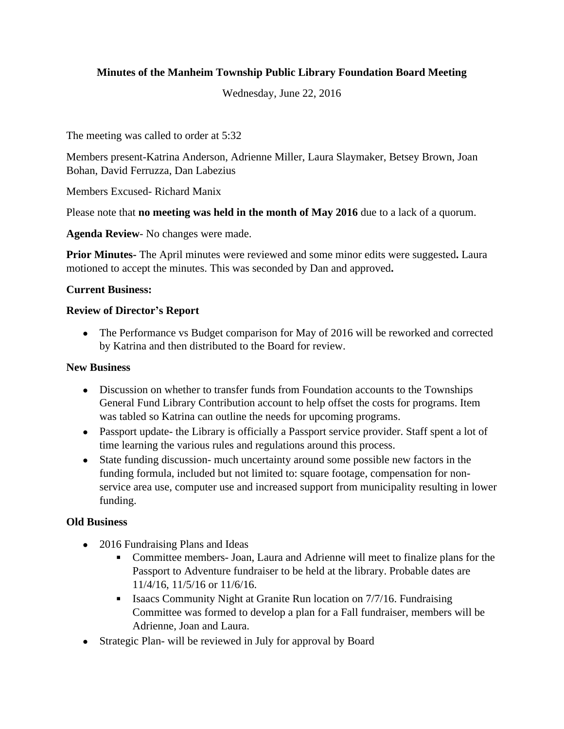**Minutes of the Manheim Township Public Library Foundation Board Meeting**

Wednesday, June 22, 2016

The meeting was called to order at 5:32

Members present-Katrina Anderson, Adrienne Miller, Laura Slaymaker, Betsey Brown, Joan Bohan, David Ferruzza, Dan Labezius

Members Excused- Richard Manix

Please note that **no meeting was held in the month of May 2016** due to a lack of a quorum.

**Agenda Review**- No changes were made.

**Prior Minutes**- The April minutes were reviewed and some minor edits were suggested**.** Laura motioned to accept the minutes. This was seconded by Dan and approved**.**

**Current Business:**

**Review of Director's Report**

- The Performance vs Budget comparison for May of 2016 will be reworked and corrected by Katrina and then distributed to the Board for review.

**New Business**

- Discussion on whether to transfer funds from Foundation accounts to the Townships General Fund Library Contribution account to help offset the costs for programs. Item was tabled so Katrina can outline the needs for upcoming programs.
- Passport update- the Library is officially a Passport service provider. Staff spent a lot of time learning the various rules and regulations around this process.
- State funding discussion- much uncertainty around some possible new factors in the funding formula, included but not limited to: square footage, compensation for non-service area use, computer use and increased support from municipality resulting in lower funding.

**Old Business**

- 2016 Fundraising Plans and Ideas
    - Committee members- Joan, Laura and Adrienne will meet to finalize plans for the Passport to Adventure fundraiser to be held at the library. Probable dates are 11/4/16, 11/5/16 or 11/6/16.
    - Isaacs Community Night at Granite Run location on 7/7/16. Fundraising Committee was formed to develop a plan for a Fall fundraiser, members will be Adrienne, Joan and Laura.
- Strategic Plan- will be reviewed in July for approval by Board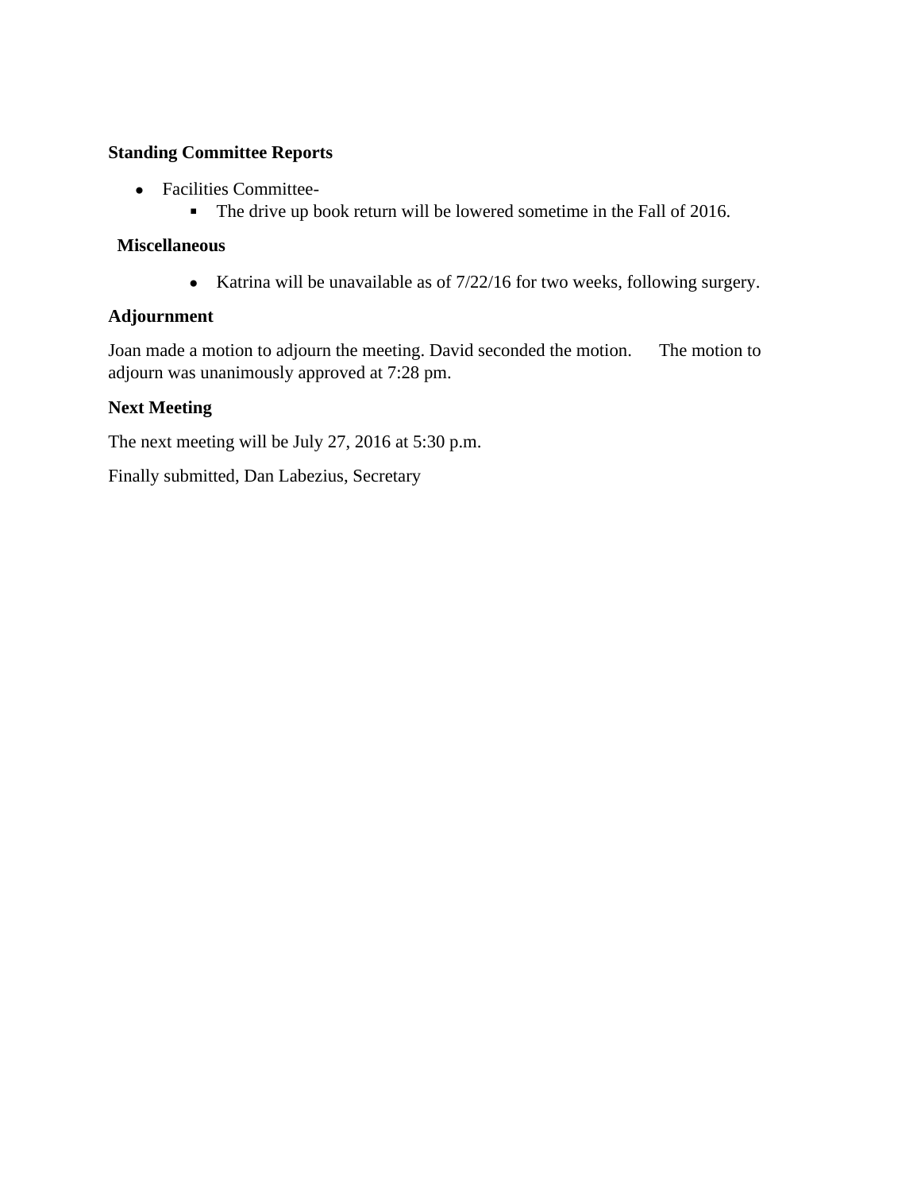**Standing Committee Reports**

- Facilities Committee-
  - The drive up book return will be lowered sometime in the Fall of 2016.

**Miscellaneous**

- Katrina will be unavailable as of 7/22/16 for two weeks, following surgery.

**Adjournment**

Joan made a motion to adjourn the meeting. David seconded the motion. The motion to adjourn was unanimously approved at 7:28 pm.

**Next Meeting**

The next meeting will be July 27, 2016 at 5:30 p.m.

Finally submitted, Dan Labezius, Secretary